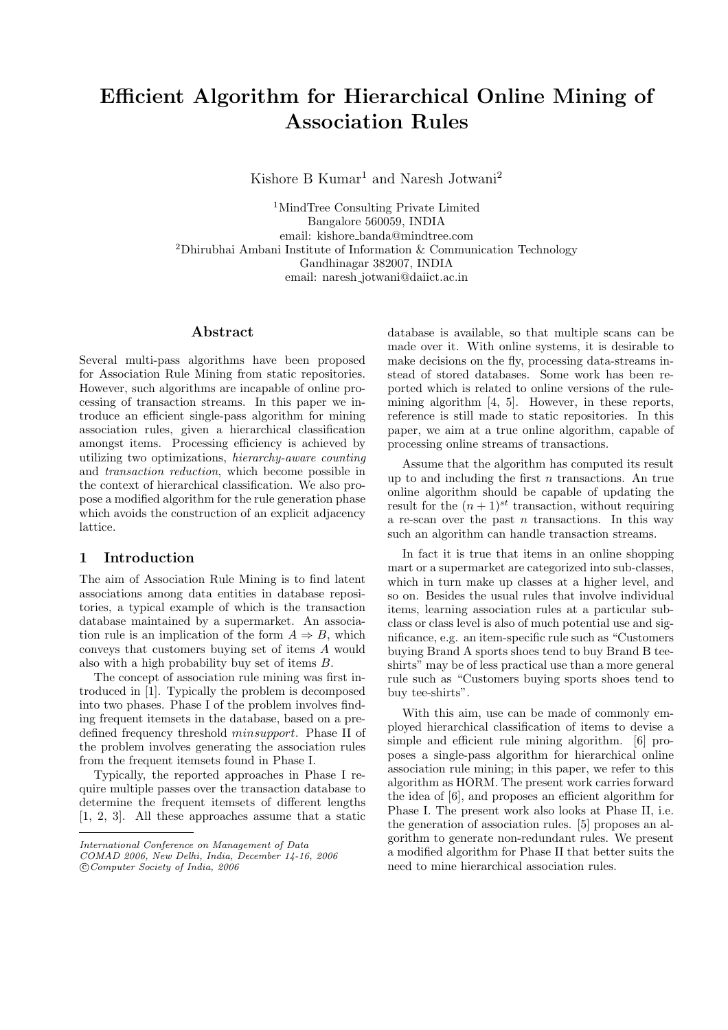# Efficient Algorithm for Hierarchical Online Mining of Association Rules

Kishore B Kumar[1] and Naresh Jotwani[2]

[1]MindTree Consulting Private Limited
Bangalore 560059, INDIA
email: kishore_banda@mindtree.com
[2]Dhirubhai Ambani Institute of Information & Communication Technology
Gandhinagar 382007, INDIA
email: naresh_jotwani@daiict.ac.in

## Abstract

Several multi-pass algorithms have been proposed for Association Rule Mining from static repositories. However, such algorithms are incapable of online processing of transaction streams. In this paper we introduce an efficient single-pass algorithm for mining association rules, given a hierarchical classification amongst items. Processing efficiency is achieved by utilizing two optimizations, *hierarchy-aware counting* and *transaction reduction*, which become possible in the context of hierarchical classification. We also propose a modified algorithm for the rule generation phase which avoids the construction of an explicit adjacency lattice.

## 1 Introduction

The aim of Association Rule Mining is to find latent associations among data entities in database repositories, a typical example of which is the transaction database maintained by a supermarket. An association rule is an implication of the form $A \Rightarrow B$, which conveys that customers buying set of items $A$ would also with a high probability buy set of items $B$.

The concept of association rule mining was first introduced in [1]. Typically the problem is decomposed into two phases. Phase I of the problem involves finding frequent itemsets in the database, based on a predefined frequency threshold *minsupport*. Phase II of the problem involves generating the association rules from the frequent itemsets found in Phase I.

Typically, the reported approaches in Phase I require multiple passes over the transaction database to determine the frequent itemsets of different lengths [1, 2, 3]. All these approaches assume that a static database is available, so that multiple scans can be made over it. With online systems, it is desirable to make decisions on the fly, processing data-streams instead of stored databases. Some work has been reported which is related to online versions of the rule-mining algorithm [4, 5]. However, in these reports, reference is still made to static repositories. In this paper, we aim at a true online algorithm, capable of processing online streams of transactions.

Assume that the algorithm has computed its result up to and including the first $n$ transactions. An true online algorithm should be capable of updating the result for the $(n+1)^{st}$ transaction, without requiring a re-scan over the past $n$ transactions. In this way such an algorithm can handle transaction streams.

In fact it is true that items in an online shopping mart or a supermarket are categorized into sub-classes, which in turn make up classes at a higher level, and so on. Besides the usual rules that involve individual items, learning association rules at a particular sub-class or class level is also of much potential use and significance, e.g. an item-specific rule such as "Customers buying Brand A sports shoes tend to buy Brand B tee-shirts" may be of less practical use than a more general rule such as "Customers buying sports shoes tend to buy tee-shirts".

With this aim, use can be made of commonly employed hierarchical classification of items to devise a simple and efficient rule mining algorithm. [6] proposes a single-pass algorithm for hierarchical online association rule mining; in this paper, we refer to this algorithm as HORM. The present work carries forward the idea of [6], and proposes an efficient algorithm for Phase I. The present work also looks at Phase II, i.e. the generation of association rules. [5] proposes an algorithm to generate non-redundant rules. We present a modified algorithm for Phase II that better suits the need to mine hierarchical association rules.

*International Conference on Management of Data*
*COMAD 2006, New Delhi, India, December 14-16, 2006*
*©Computer Society of India, 2006*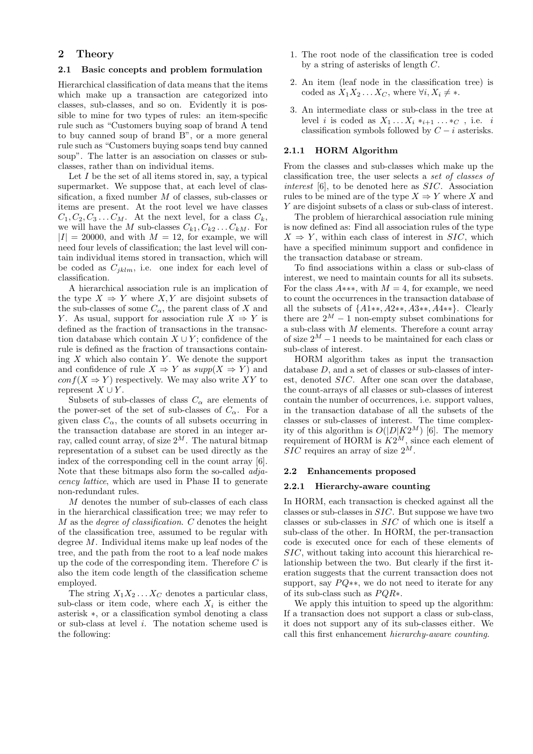## 2 Theory

### 2.1 Basic concepts and problem formulation

Hierarchical classification of data means that the items which make up a transaction are categorized into classes, sub-classes, and so on. Evidently it is possible to mine for two types of rules: an item-specific rule such as "Customers buying soap of brand A tend to buy canned soup of brand B", or a more general rule such as "Customers buying soaps tend buy canned soup". The latter is an association on classes or sub-classes, rather than on individual items.

Let $I$ be the set of all items stored in, say, a typical supermarket. We suppose that, at each level of classification, a fixed number $M$ of classes, sub-classes or items are present. At the root level we have classes $C_1, C_2, C_3 \ldots C_M$. At the next level, for a class $C_k$, we will have the $M$ sub-classes $C_{k1}, C_{k2} \ldots C_{kM}$. For $|I| = 20000$, and with $M = 12$, for example, we will need four levels of classification; the last level will contain individual items stored in transaction, which will be coded as $C_{jklm}$, i.e. one index for each level of classification.

A hierarchical association rule is an implication of the type $X \Rightarrow Y$ where $X, Y$ are disjoint subsets of the sub-classes of some $C_\alpha$, the parent class of $X$ and $Y$. As usual, support for association rule $X \Rightarrow Y$ is defined as the fraction of transactions in the transaction database which contain $X \cup Y$; confidence of the rule is defined as the fraction of transactions containing $X$ which also contain $Y$. We denote the support and confidence of rule $X \Rightarrow Y$ as $supp(X \Rightarrow Y)$ and $conf(X \Rightarrow Y)$ respectively. We may also write $XY$ to represent $X \cup Y$.

Subsets of sub-classes of class $C_\alpha$ are elements of the power-set of the set of sub-classes of $C_\alpha$. For a given class $C_\alpha$, the counts of all subsets occurring in the transaction database are stored in an integer array, called count array, of size $2^M$. The natural bitmap representation of a subset can be used directly as the index of the corresponding cell in the count array [6]. Note that these bitmaps also form the so-called *adjacency lattice*, which are used in Phase II to generate non-redundant rules.

$M$ denotes the number of sub-classes of each class in the hierarchical classification tree; we may refer to $M$ as the *degree of classification*. $C$ denotes the height of the classification tree, assumed to be regular with degree $M$. Individual items make up leaf nodes of the tree, and the path from the root to a leaf node makes up the code of the corresponding item. Therefore $C$ is also the item code length of the classification scheme employed.

The string $X_1 X_2 \ldots X_C$ denotes a particular class, sub-class or item code, where each $X_i$ is either the asterisk $*$, or a classification symbol denoting a class or sub-class at level $i$. The notation scheme used is the following:

1. The root node of the classification tree is coded by a string of asterisks of length $C$.
2. An item (leaf node in the classification tree) is coded as $X_1 X_2 \ldots X_C$, where $\forall i, X_i \neq *$.
3. An intermediate class or sub-class in the tree at level $i$ is coded as $X_1 \ldots X_i *_{i+1} \ldots *_C$ , i.e. $i$ classification symbols followed by $C - i$ asterisks.

#### 2.1.1 HORM Algorithm

From the classes and sub-classes which make up the classification tree, the user selects a *set of classes of interest* [6], to be denoted here as $SIC$. Association rules to be mined are of the type $X \Rightarrow Y$ where $X$ and $Y$ are disjoint subsets of a class or sub-class of interest.

The problem of hierarchical association rule mining is now defined as: Find all association rules of the type $X \Rightarrow Y$, within each class of interest in $SIC$, which have a specified minimum support and confidence in the transaction database or stream.

To find associations within a class or sub-class of interest, we need to maintain counts for all its subsets. For the class $A{*}{*}{*}$, with $M = 4$, for example, we need to count the occurrences in the transaction database of all the subsets of $\{A1{*}{*}, A2{*}{*}, A3{*}{*}, A4{*}{*}\}$. Clearly there are $2^M - 1$ non-empty subset combinations for a sub-class with $M$ elements. Therefore a count array of size $2^M - 1$ needs to be maintained for each class or sub-class of interest.

HORM algorithm takes as input the transaction database $D$, and a set of classes or sub-classes of interest, denoted $SIC$. After one scan over the database, the count-arrays of all classes or sub-classes of interest contain the number of occurrences, i.e. support values, in the transaction database of all the subsets of the classes or sub-classes of interest. The time complexity of this algorithm is $O(|D|K2^M)$ [6]. The memory requirement of HORM is $K2^M$, since each element of $SIC$ requires an array of size $2^M$.

### 2.2 Enhancements proposed

#### 2.2.1 Hierarchy-aware counting

In HORM, each transaction is checked against all the classes or sub-classes in $SIC$. But suppose we have two classes or sub-classes in $SIC$ of which one is itself a sub-class of the other. In HORM, the per-transaction code is executed once for each of these elements of $SIC$, without taking into account this hierarchical relationship between the two. But clearly if the first iteration suggests that the current transaction does not support, say $PQ{*}{*}$, we do not need to iterate for any of its sub-class such as $PQR{*}$.

We apply this intuition to speed up the algorithm: If a transaction does not support a class or sub-class, it does not support any of its sub-classes either. We call this first enhancement *hierarchy-aware counting*.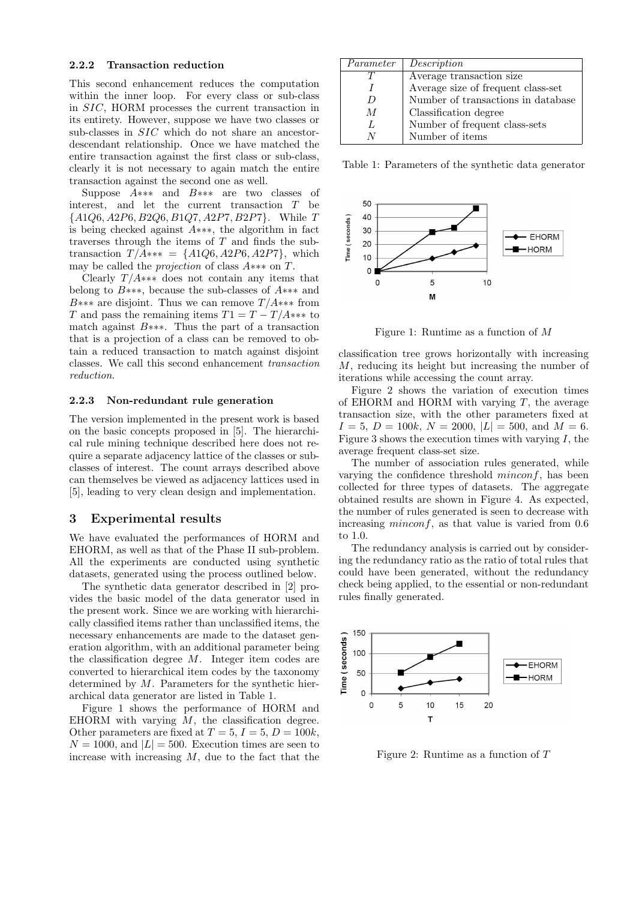#### 2.2.2 Transaction reduction

This second enhancement reduces the computation within the inner loop. For every class or sub-class in $SIC$, HORM processes the current transaction in its entirety. However, suppose we have two classes or sub-classes in $SIC$ which do not share an ancestor-descendant relationship. Once we have matched the entire transaction against the first class or sub-class, clearly it is not necessary to again match the entire transaction against the second one as well.

Suppose $A{*}{*}{*}$ and $B{*}{*}{*}$ are two classes of interest, and let the current transaction $T$ be $\{A1Q6, A2P6, B2Q6, B1Q7, A2P7, B2P7\}$. While $T$ is being checked against $A{*}{*}{*}$, the algorithm in fact traverses through the items of $T$ and finds the sub-transaction $T/A{*}{*}{*} = \{A1Q6, A2P6, A2P7\}$, which may be called the *projection* of class $A{*}{*}{*}$ on $T$.

Clearly $T/A{*}{*}{*}$ does not contain any items that belong to $B{*}{*}{*}$, because the sub-classes of $A{*}{*}{*}$ and $B{*}{*}{*}$ are disjoint. Thus we can remove $T/A{*}{*}{*}$ from $T$ and pass the remaining items $T1 = T - T/A{*}{*}{*}$ to match against $B{*}{*}{*}$. Thus the part of a transaction that is a projection of a class can be removed to obtain a reduced transaction to match against disjoint classes. We call this second enhancement *transaction reduction*.

#### 2.2.3 Non-redundant rule generation

The version implemented in the present work is based on the basic concepts proposed in [5]. The hierarchical rule mining technique described here does not require a separate adjacency lattice of the classes or sub-classes of interest. The count arrays described above can themselves be viewed as adjacency lattices used in [5], leading to very clean design and implementation.

## 3 Experimental results

We have evaluated the performances of HORM and EHORM, as well as that of the Phase II sub-problem. All the experiments are conducted using synthetic datasets, generated using the process outlined below.

The synthetic data generator described in [2] provides the basic model of the data generator used in the present work. Since we are working with hierarchically classified items rather than unclassified items, the necessary enhancements are made to the dataset generation algorithm, with an additional parameter being the classification degree $M$. Integer item codes are converted to hierarchical item codes by the taxonomy determined by $M$. Parameters for the synthetic hierarchical data generator are listed in Table 1.

| *Parameter* | *Description* |
|---|---|
| $T$ | Average transaction size |
| $I$ | Average size of frequent class-set |
| $D$ | Number of transactions in database |
| $M$ | Classification degree |
| $L$ | Number of frequent class-sets |
| $N$ | Number of items |

Table 1: Parameters of the synthetic data generator

Figure 1 shows the performance of HORM and EHORM with varying $M$, the classification degree. Other parameters are fixed at $T = 5$, $I = 5$, $D = 100k$, $N = 1000$, and $|L| = 500$. Execution times are seen to increase with increasing $M$, due to the fact that the classification tree grows horizontally with increasing $M$, reducing its height but increasing the number of iterations while accessing the count array.

Figure 1: Runtime as a function of $M$

Figure 2 shows the variation of execution times of EHORM and HORM with varying $T$, the average transaction size, with the other parameters fixed at $I = 5$, $D = 100k$, $N = 2000$, $|L| = 500$, and $M = 6$. Figure 3 shows the execution times with varying $I$, the average frequent class-set size.

The number of association rules generated, while varying the confidence threshold $minconf$, has been collected for three types of datasets. The aggregate obtained results are shown in Figure 4. As expected, the number of rules generated is seen to decrease with increasing $minconf$, as that value is varied from 0.6 to 1.0.

The redundancy analysis is carried out by considering the redundancy ratio as the ratio of total rules that could have been generated, without the redundancy check being applied, to the essential or non-redundant rules finally generated.

Figure 2: Runtime as a function of $T$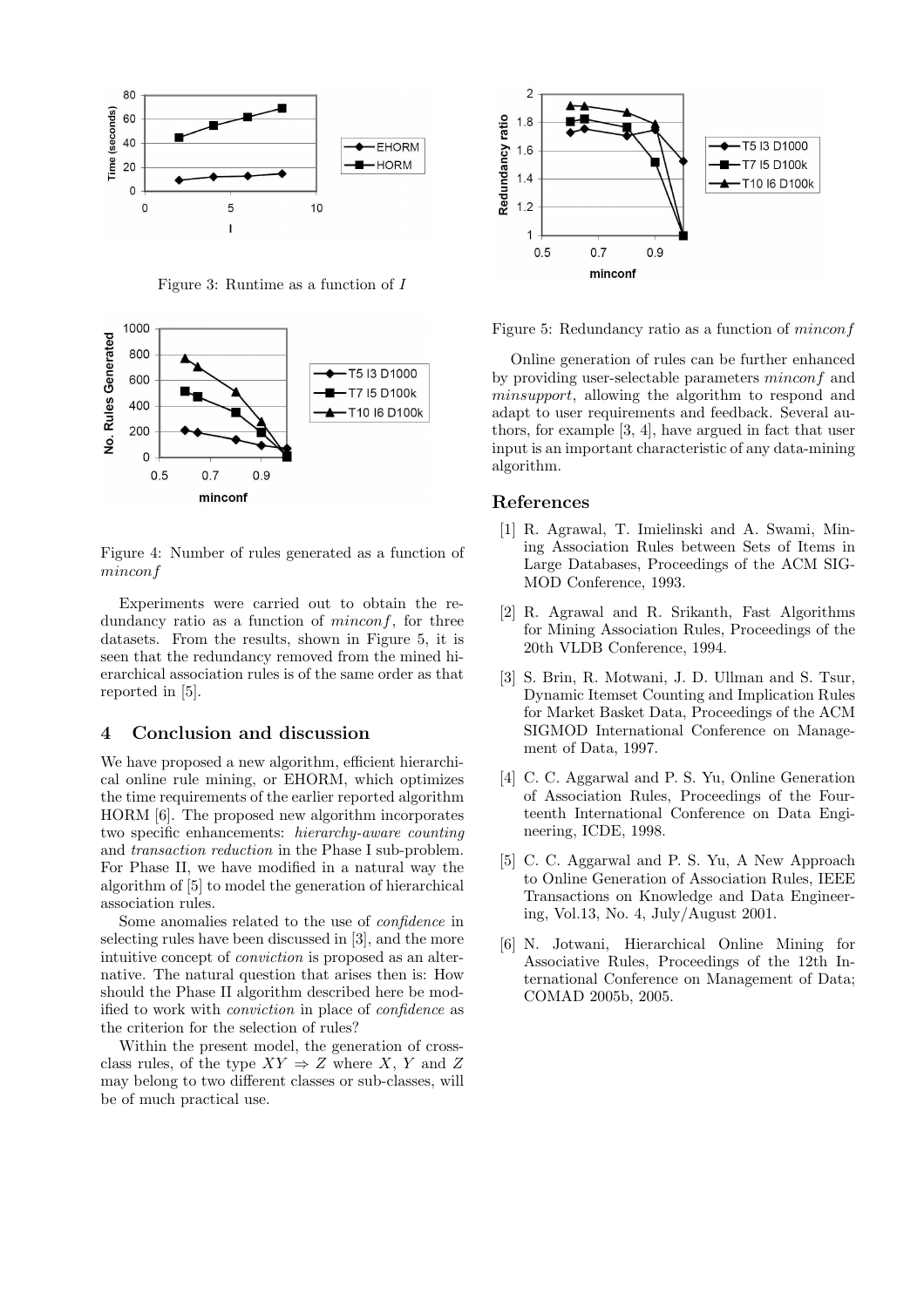80
60
40
20
0
Time (seconds)
0
5
10
I
EHORM
HORM

Figure 3: Runtime as a function of $I$

1000
800
600
400
200
0
No. Rules Generated
0.5
0.7
0.9
minconf
T5 I3 D1000
T7 I5 D100k
T10 I6 D100k

Figure 4: Number of rules generated as a function of *minconf*

Experiments were carried out to obtain the redundancy ratio as a function of *minconf*, for three datasets. From the results, shown in Figure 5, it is seen that the redundancy removed from the mined hierarchical association rules is of the same order as that reported in [5].

## 4 Conclusion and discussion

We have proposed a new algorithm, efficient hierarchical online rule mining, or EHORM, which optimizes the time requirements of the earlier reported algorithm HORM [6]. The proposed new algorithm incorporates two specific enhancements: *hierarchy-aware counting* and *transaction reduction* in the Phase I sub-problem. For Phase II, we have modified in a natural way the algorithm of [5] to model the generation of hierarchical association rules.

Some anomalies related to the use of *confidence* in selecting rules have been discussed in [3], and the more intuitive concept of *conviction* is proposed as an alternative. The natural question that arises then is: How should the Phase II algorithm described here be modified to work with *conviction* in place of *confidence* as the criterion for the selection of rules?

Within the present model, the generation of cross-class rules, of the type $XY \Rightarrow Z$ where $X$, $Y$ and $Z$ may belong to two different classes or sub-classes, will be of much practical use.

2
1.8
1.6
1.4
1.2
1
Redundancy ratio
0.5
0.7
0.9
minconf
T5 I3 D1000
T7 I5 D100k
T10 I6 D100k

Figure 5: Redundancy ratio as a function of *minconf*

Online generation of rules can be further enhanced by providing user-selectable parameters *minconf* and *minsupport*, allowing the algorithm to respond and adapt to user requirements and feedback. Several authors, for example [3, 4], have argued in fact that user input is an important characteristic of any data-mining algorithm.

## References

[1] R. Agrawal, T. Imielinski and A. Swami, Mining Association Rules between Sets of Items in Large Databases, Proceedings of the ACM SIGMOD Conference, 1993.

[2] R. Agrawal and R. Srikanth, Fast Algorithms for Mining Association Rules, Proceedings of the 20th VLDB Conference, 1994.

[3] S. Brin, R. Motwani, J. D. Ullman and S. Tsur, Dynamic Itemset Counting and Implication Rules for Market Basket Data, Proceedings of the ACM SIGMOD International Conference on Management of Data, 1997.

[4] C. C. Aggarwal and P. S. Yu, Online Generation of Association Rules, Proceedings of the Fourteenth International Conference on Data Engineering, ICDE, 1998.

[5] C. C. Aggarwal and P. S. Yu, A New Approach to Online Generation of Association Rules, IEEE Transactions on Knowledge and Data Engineering, Vol.13, No. 4, July/August 2001.

[6] N. Jotwani, Hierarchical Online Mining for Associative Rules, Proceedings of the 12th International Conference on Management of Data; COMAD 2005b, 2005.